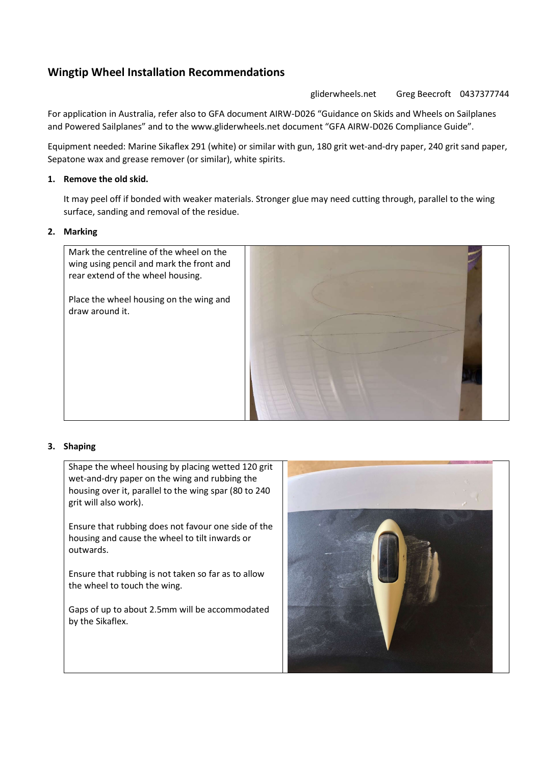# Wingtip Wheel Installation Recommendations

gliderwheels.net Greg Beecroft 0437377744

For application in Australia, refer also to GFA document AIRW-D026 "Guidance on Skids and Wheels on Sailplanes and Powered Sailplanes" and to the www.gliderwheels.net document "GFA AIRW-D026 Compliance Guide".

Equipment needed: Marine Sikaflex 291 (white) or similar with gun, 180 grit wet-and-dry paper, 240 grit sand paper, Sepatone wax and grease remover (or similar), white spirits.

1. **Remove the old skid.**

   It may peel off if bonded with weaker materials. Stronger glue may need cutting through, parallel to the wing surface, sanding and removal of the residue.

2. **Marking**

   Mark the centreline of the wheel on the wing using pencil and mark the front and rear extend of the wheel housing.

   Place the wheel housing on the wing and draw around it.

3. **Shaping**

   Shape the wheel housing by placing wetted 120 grit wet-and-dry paper on the wing and rubbing the housing over it, parallel to the wing spar (80 to 240 grit will also work).

   Ensure that rubbing does not favour one side of the housing and cause the wheel to tilt inwards or outwards.

   Ensure that rubbing is not taken so far as to allow the wheel to touch the wing.

   Gaps of up to about 2.5mm will be accommodated by the Sikaflex.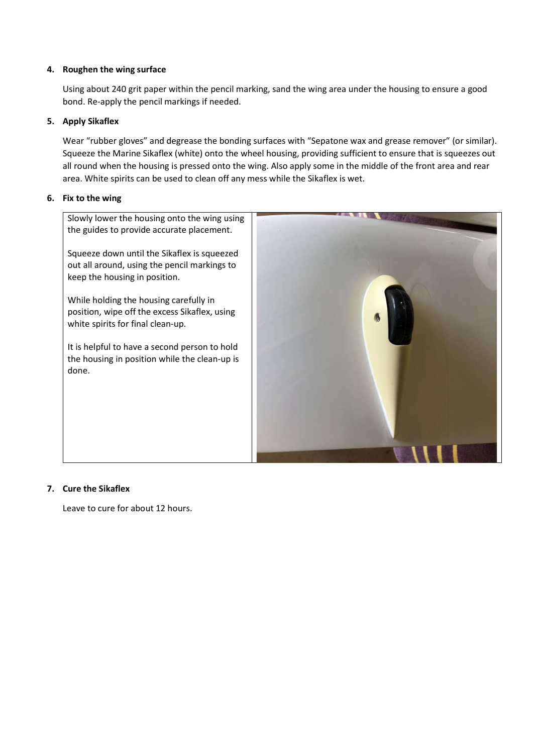4. **Roughen the wing surface**

   Using about 240 grit paper within the pencil marking, sand the wing area under the housing to ensure a good bond. Re-apply the pencil markings if needed.

5. **Apply Sikaflex**

   Wear "rubber gloves" and degrease the bonding surfaces with "Sepatone wax and grease remover" (or similar). Squeeze the Marine Sikaflex (white) onto the wheel housing, providing sufficient to ensure that is squeezes out all round when the housing is pressed onto the wing. Also apply some in the middle of the front area and rear area. White spirits can be used to clean off any mess while the Sikaflex is wet.

6. **Fix to the wing**

   Slowly lower the housing onto the wing using the guides to provide accurate placement.

   Squeeze down until the Sikaflex is squeezed out all around, using the pencil markings to keep the housing in position.

   While holding the housing carefully in position, wipe off the excess Sikaflex, using white spirits for final clean-up.

   It is helpful to have a second person to hold the housing in position while the clean-up is done.

7. **Cure the Sikaflex**

   Leave to cure for about 12 hours.